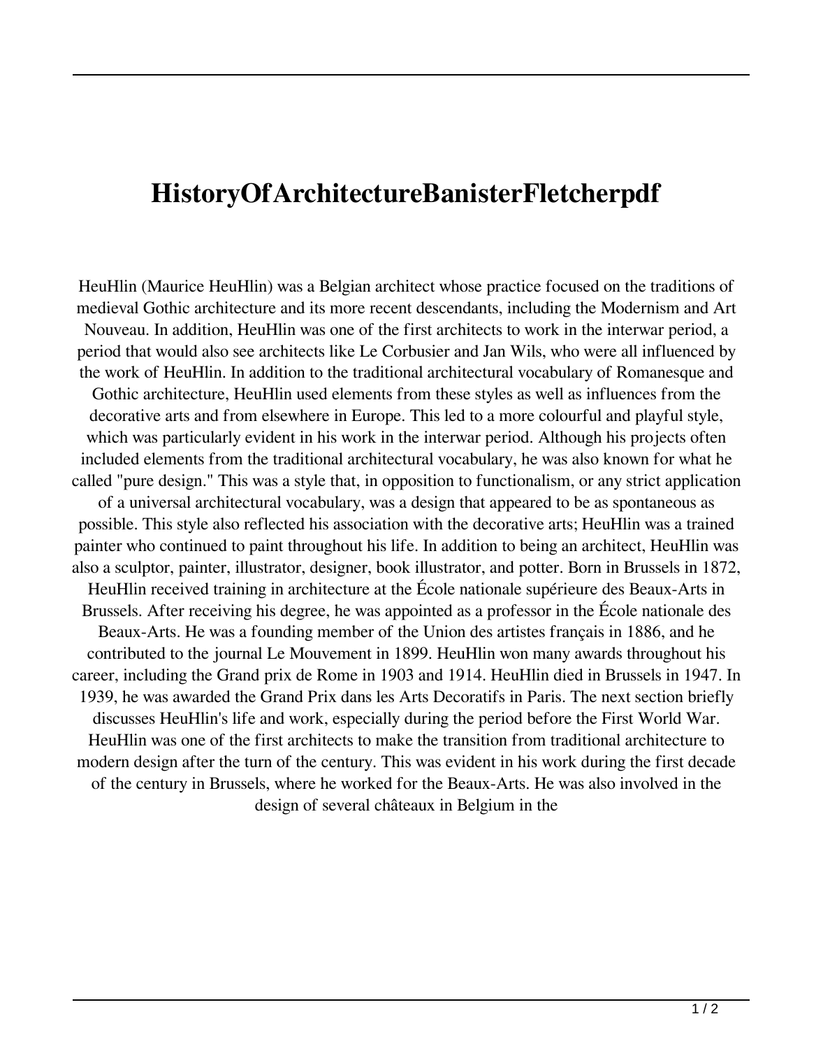# HistoryOfArchitectureBanisterFletcherpdf

HeuHlin (Maurice HeuHlin) was a Belgian architect whose practice focused on the traditions of medieval Gothic architecture and its more recent descendants, including the Modernism and Art Nouveau. In addition, HeuHlin was one of the first architects to work in the interwar period, a period that would also see architects like Le Corbusier and Jan Wils, who were all influenced by the work of HeuHlin. In addition to the traditional architectural vocabulary of Romanesque and Gothic architecture, HeuHlin used elements from these styles as well as influences from the decorative arts and from elsewhere in Europe. This led to a more colourful and playful style, which was particularly evident in his work in the interwar period. Although his projects often included elements from the traditional architectural vocabulary, he was also known for what he called "pure design." This was a style that, in opposition to functionalism, or any strict application of a universal architectural vocabulary, was a design that appeared to be as spontaneous as possible. This style also reflected his association with the decorative arts; HeuHlin was a trained painter who continued to paint throughout his life. In addition to being an architect, HeuHlin was also a sculptor, painter, illustrator, designer, book illustrator, and potter. Born in Brussels in 1872, HeuHlin received training in architecture at the École nationale supérieure des Beaux-Arts in Brussels. After receiving his degree, he was appointed as a professor in the École nationale des Beaux-Arts. He was a founding member of the Union des artistes français in 1886, and he contributed to the journal Le Mouvement in 1899. HeuHlin won many awards throughout his career, including the Grand prix de Rome in 1903 and 1914. HeuHlin died in Brussels in 1947. In 1939, he was awarded the Grand Prix dans les Arts Decoratifs in Paris. The next section briefly discusses HeuHlin's life and work, especially during the period before the First World War. HeuHlin was one of the first architects to make the transition from traditional architecture to modern design after the turn of the century. This was evident in his work during the first decade of the century in Brussels, where he worked for the Beaux-Arts. He was also involved in the design of several châteaux in Belgium in the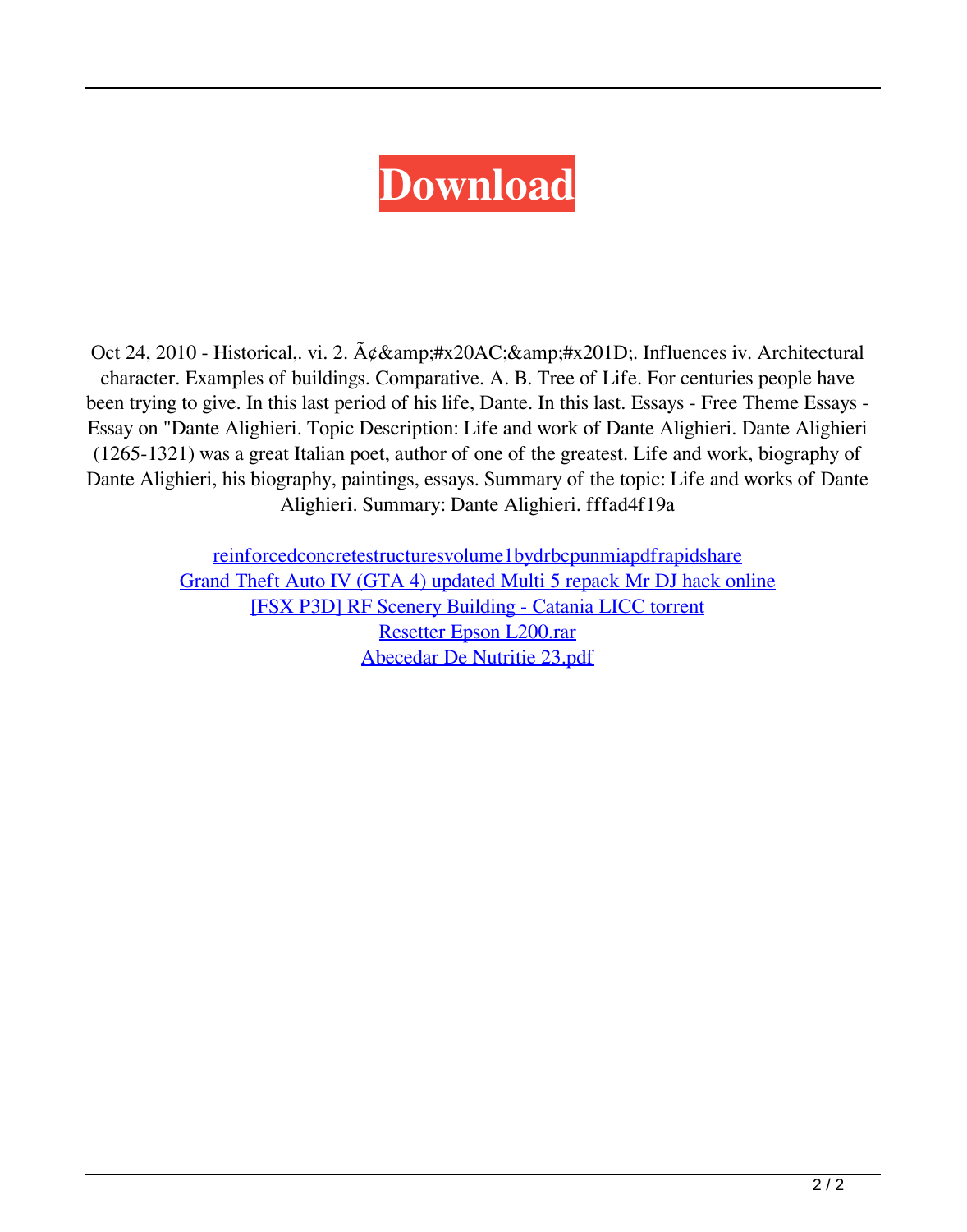# Download

Oct 24, 2010 - Historical,. vi. 2. Ã¢&amp;#x20AC;&amp;#x201D;. Influences iv. Architectural character. Examples of buildings. Comparative. A. B. Tree of Life. For centuries people have been trying to give. In this last period of his life, Dante. In this last. Essays - Free Theme Essays - Essay on "Dante Alighieri. Topic Description: Life and work of Dante Alighieri. Dante Alighieri (1265-1321) was a great Italian poet, author of one of the greatest. Life and work, biography of Dante Alighieri, his biography, paintings, essays. Summary of the topic: Life and works of Dante Alighieri. Summary: Dante Alighieri. fffad4f19a

reinforcedconcretestructuresvolume1bydrbcpunmiapdfrapidshare
Grand Theft Auto IV (GTA 4) updated Multi 5 repack Mr DJ hack online
[FSX P3D] RF Scenery Building - Catania LICC torrent
Resetter Epson L200.rar
Abecedar De Nutritie 23.pdf